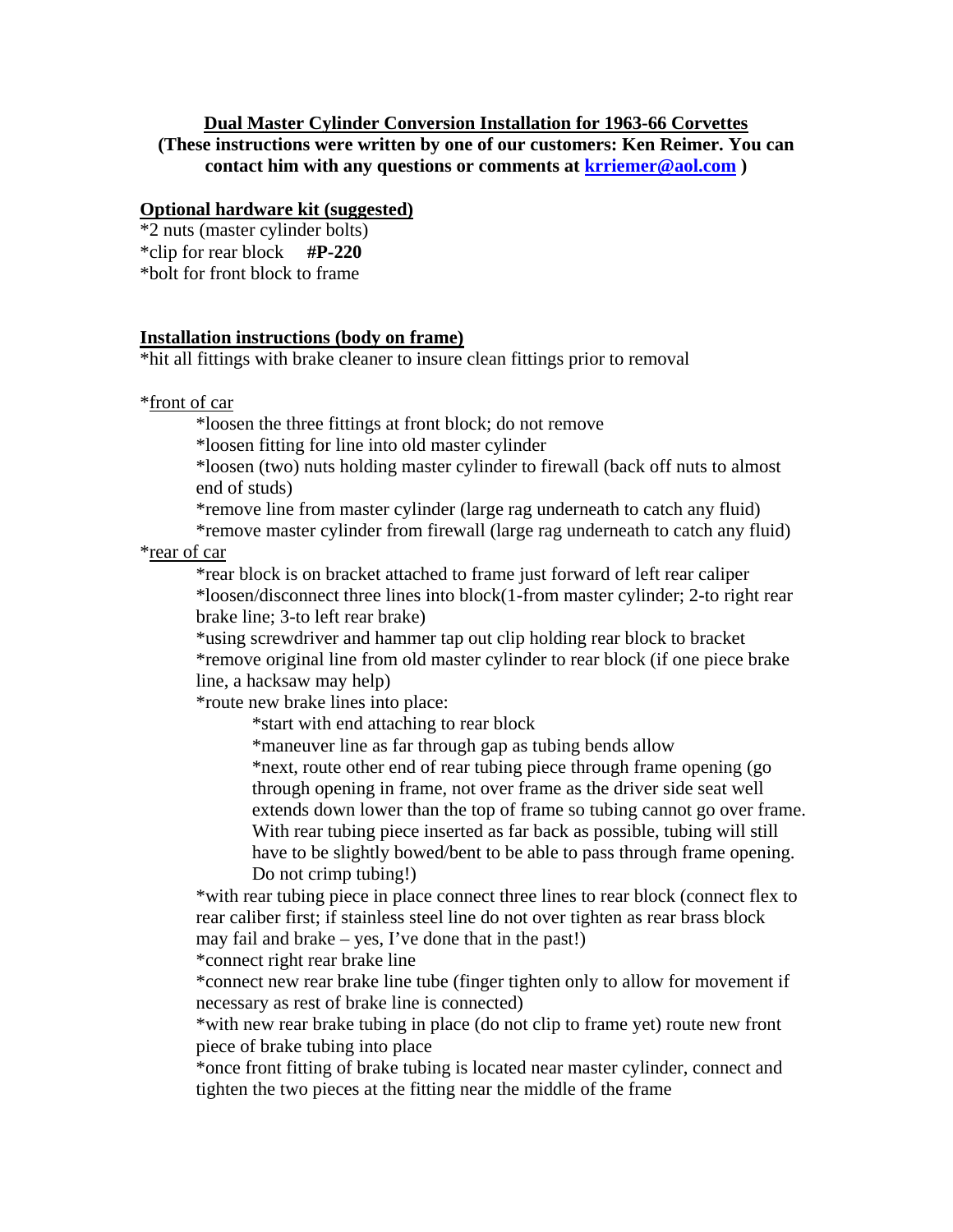## Dual Master Cylinder Conversion Installation for 1963-66 Corvettes

**(These instructions were written by one of our customers: Ken Reimer. You can contact him with any questions or comments at [krriemer@aol.com](mailto:krriemer@aol.com) )**

### Optional hardware kit (suggested)

*2 nuts (master cylinder bolts)
*clip for rear block **#P-220**
*bolt for front block to frame

### Installation instructions (body on frame)

*hit all fittings with brake cleaner to insure clean fittings prior to removal

*front of car

- *loosen the three fittings at front block; do not remove
- *loosen fitting for line into old master cylinder
- *loosen (two) nuts holding master cylinder to firewall (back off nuts to almost end of studs)
- *remove line from master cylinder (large rag underneath to catch any fluid)
- *remove master cylinder from firewall (large rag underneath to catch any fluid)

*rear of car

- *rear block is on bracket attached to frame just forward of left rear caliper
- *loosen/disconnect three lines into block(1-from master cylinder; 2-to right rear brake line; 3-to left rear brake)
- *using screwdriver and hammer tap out clip holding rear block to bracket
- *remove original line from old master cylinder to rear block (if one piece brake line, a hacksaw may help)
- *route new brake lines into place:
  - *start with end attaching to rear block
  - *maneuver line as far through gap as tubing bends allow
  - *next, route other end of rear tubing piece through frame opening (go through opening in frame, not over frame as the driver side seat well extends down lower than the top of frame so tubing cannot go over frame. With rear tubing piece inserted as far back as possible, tubing will still have to be slightly bowed/bent to be able to pass through frame opening. Do not crimp tubing!)
- *with rear tubing piece in place connect three lines to rear block (connect flex to rear caliber first; if stainless steel line do not over tighten as rear brass block may fail and brake – yes, I've done that in the past!)
- *connect right rear brake line
- *connect new rear brake line tube (finger tighten only to allow for movement if necessary as rest of brake line is connected)
- *with new rear brake tubing in place (do not clip to frame yet) route new front piece of brake tubing into place
- *once front fitting of brake tubing is located near master cylinder, connect and tighten the two pieces at the fitting near the middle of the frame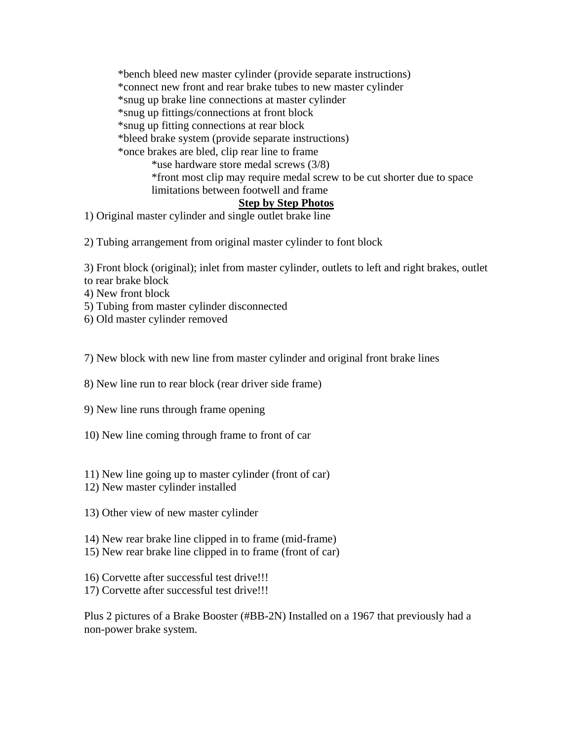- *bench bleed new master cylinder (provide separate instructions)
- *connect new front and rear brake tubes to new master cylinder
- *snug up brake line connections at master cylinder
- *snug up fittings/connections at front block
- *snug up fitting connections at rear block
- *bleed brake system (provide separate instructions)
- *once brakes are bled, clip rear line to frame
    - *use hardware store medal screws (3/8)
    - *front most clip may require medal screw to be cut shorter due to space limitations between footwell and frame

**Step by Step Photos**

1) Original master cylinder and single outlet brake line

2) Tubing arrangement from original master cylinder to font block

3) Front block (original); inlet from master cylinder, outlets to left and right brakes, outlet to rear brake block
4) New front block
5) Tubing from master cylinder disconnected
6) Old master cylinder removed

7) New block with new line from master cylinder and original front brake lines

8) New line run to rear block (rear driver side frame)

9) New line runs through frame opening

10) New line coming through frame to front of car

11) New line going up to master cylinder (front of car)
12) New master cylinder installed

13) Other view of new master cylinder

14) New rear brake line clipped in to frame (mid-frame)
15) New rear brake line clipped in to frame (front of car)

16) Corvette after successful test drive!!!
17) Corvette after successful test drive!!!

Plus 2 pictures of a Brake Booster (#BB-2N) Installed on a 1967 that previously had a non-power brake system.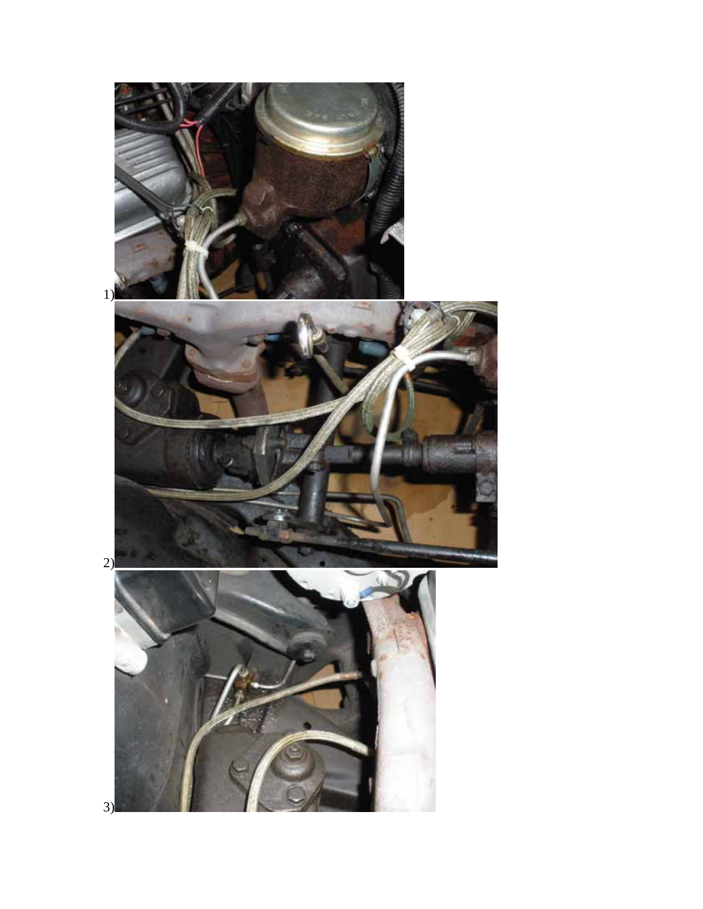1)

2)

3)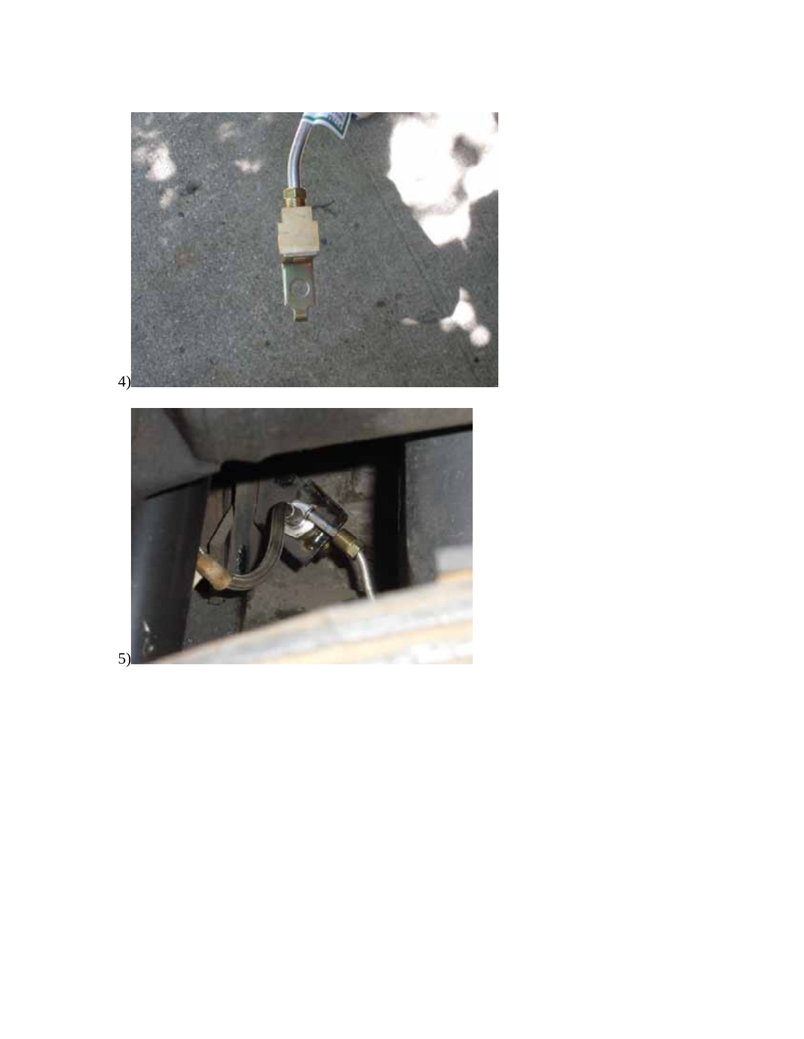4)

5)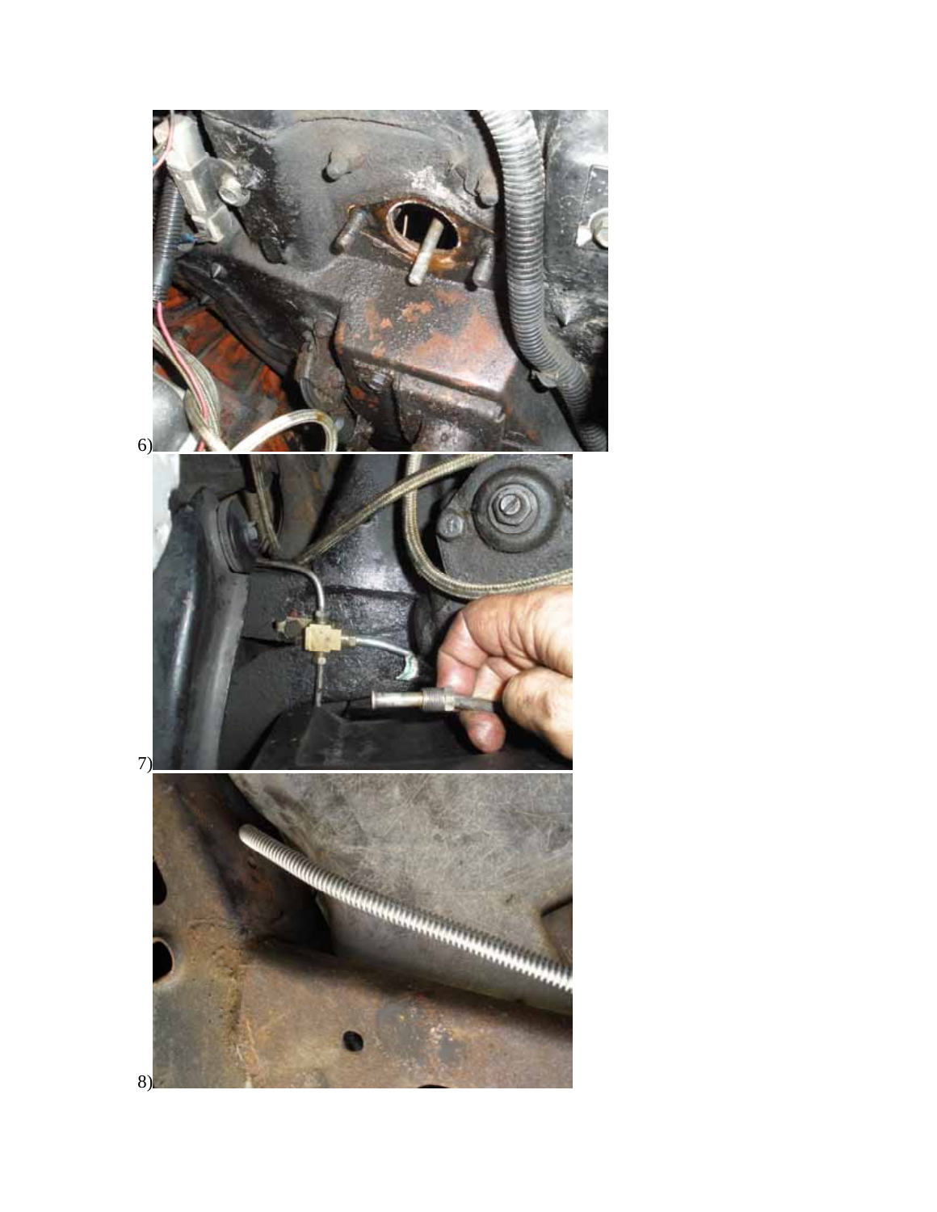6)

7)

8)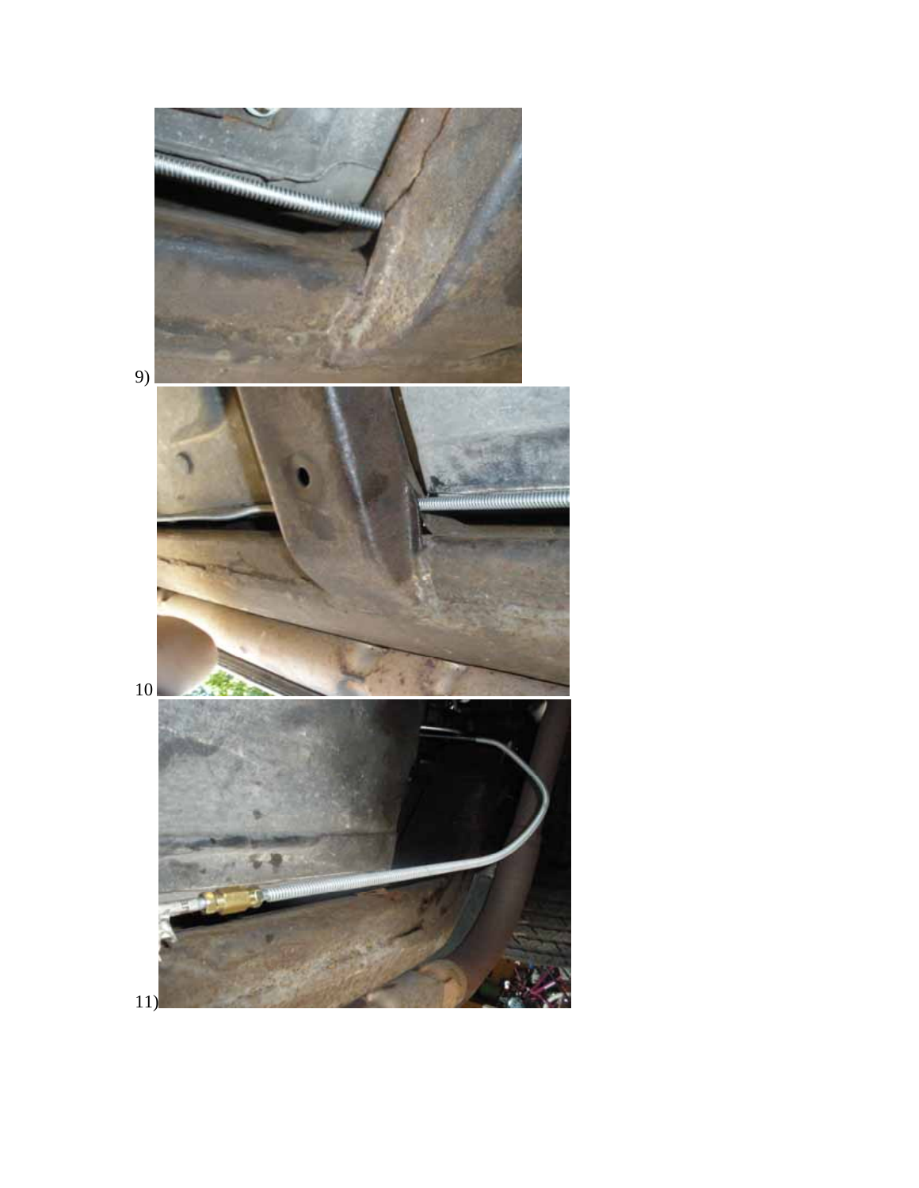9)

10

11)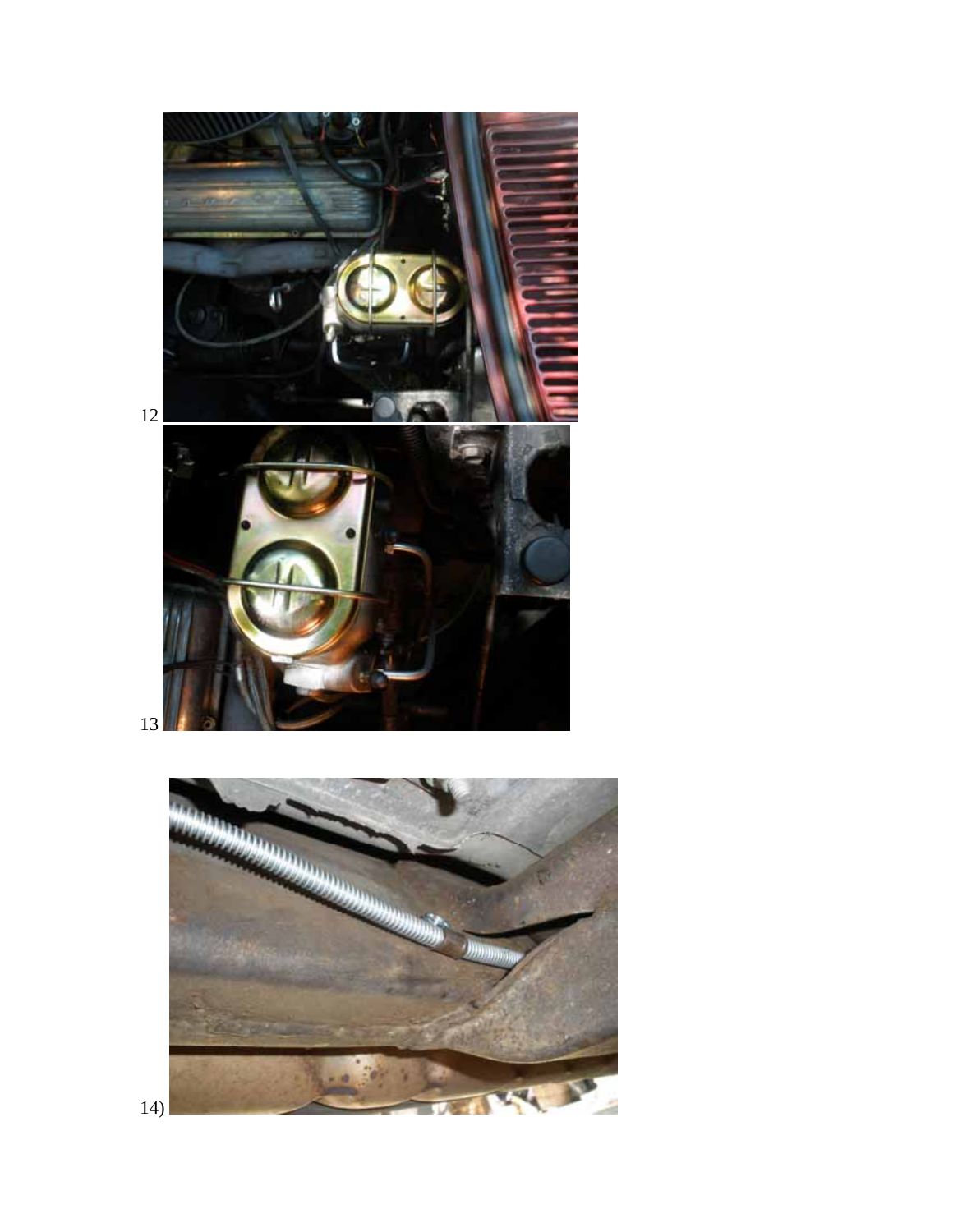12

13

14)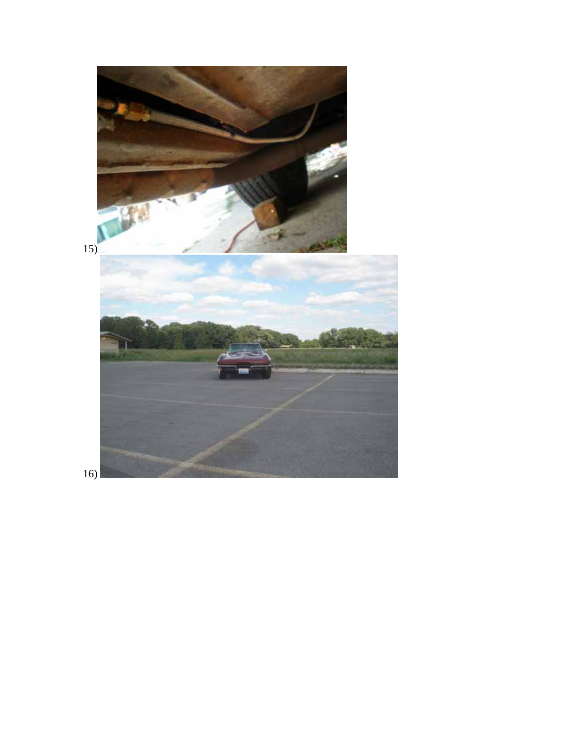15)

16)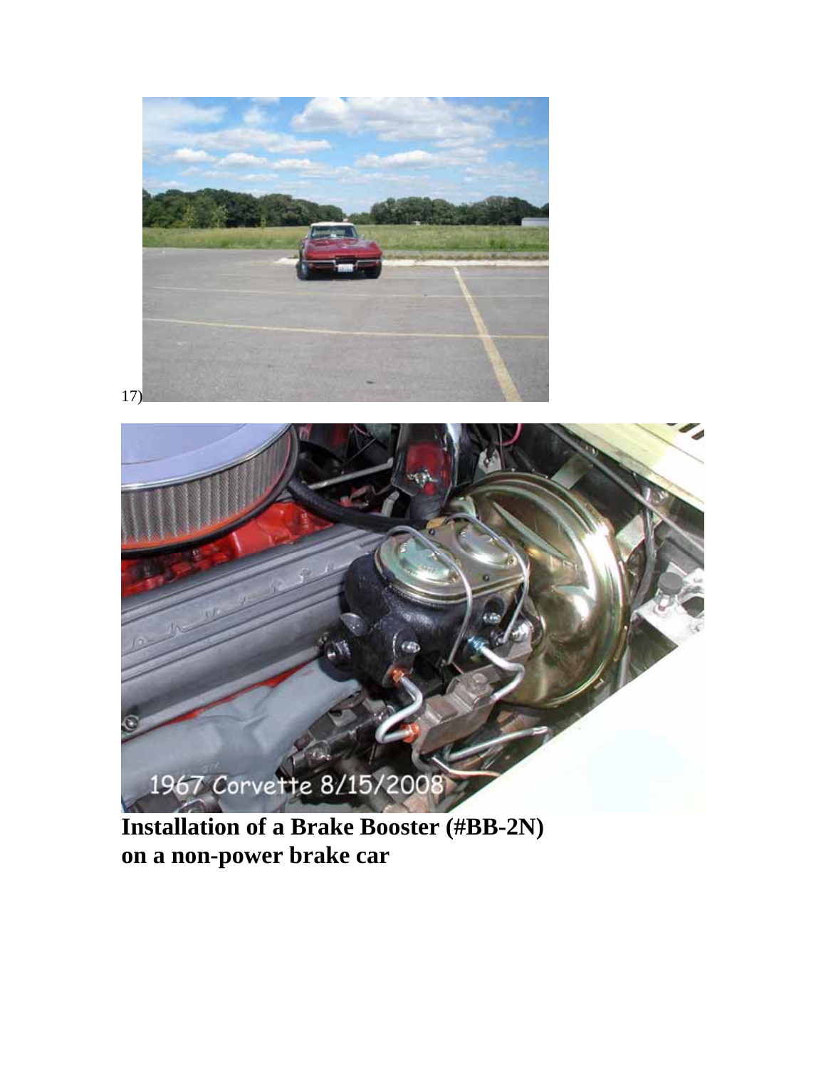17)

Installation of a Brake Booster (#BB-2N) on a non-power brake car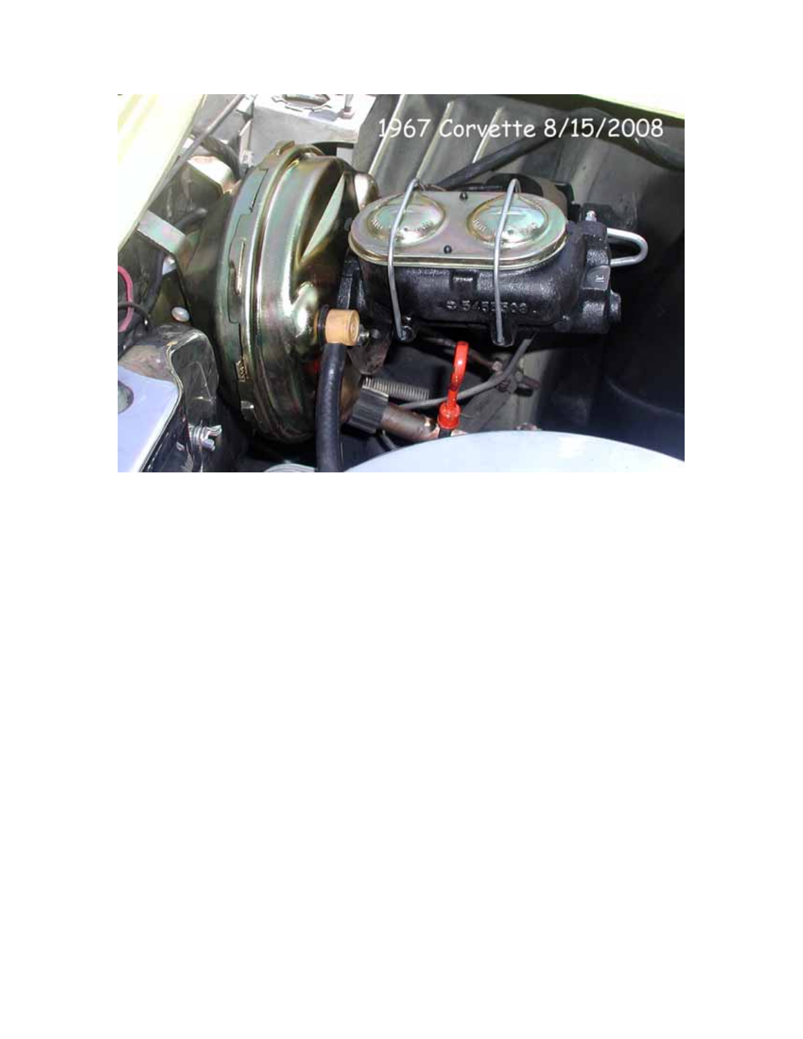1967 Corvette 8/15/2008